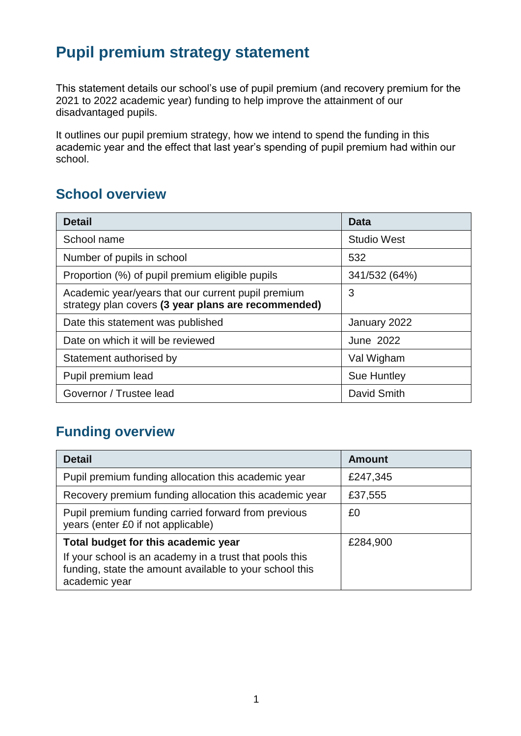# Pupil premium strategy statement

This statement details our school's use of pupil premium (and recovery premium for the 2021 to 2022 academic year) funding to help improve the attainment of our disadvantaged pupils.

It outlines our pupil premium strategy, how we intend to spend the funding in this academic year and the effect that last year's spending of pupil premium had within our school.

## School overview

| Detail | Data |
|---|---|
| School name | Studio West |
| Number of pupils in school | 532 |
| Proportion (%) of pupil premium eligible pupils | 341/532 (64%) |
| Academic year/years that our current pupil premium strategy plan covers **(3 year plans are recommended)** | 3 |
| Date this statement was published | January 2022 |
| Date on which it will be reviewed | June 2022 |
| Statement authorised by | Val Wigham |
| Pupil premium lead | Sue Huntley |
| Governor / Trustee lead | David Smith |

## Funding overview

| Detail | Amount |
|---|---|
| Pupil premium funding allocation this academic year | £247,345 |
| Recovery premium funding allocation this academic year | £37,555 |
| Pupil premium funding carried forward from previous years (enter £0 if not applicable) | £0 |
| **Total budget for this academic year** If your school is an academy in a trust that pools this funding, state the amount available to your school this academic year | £284,900 |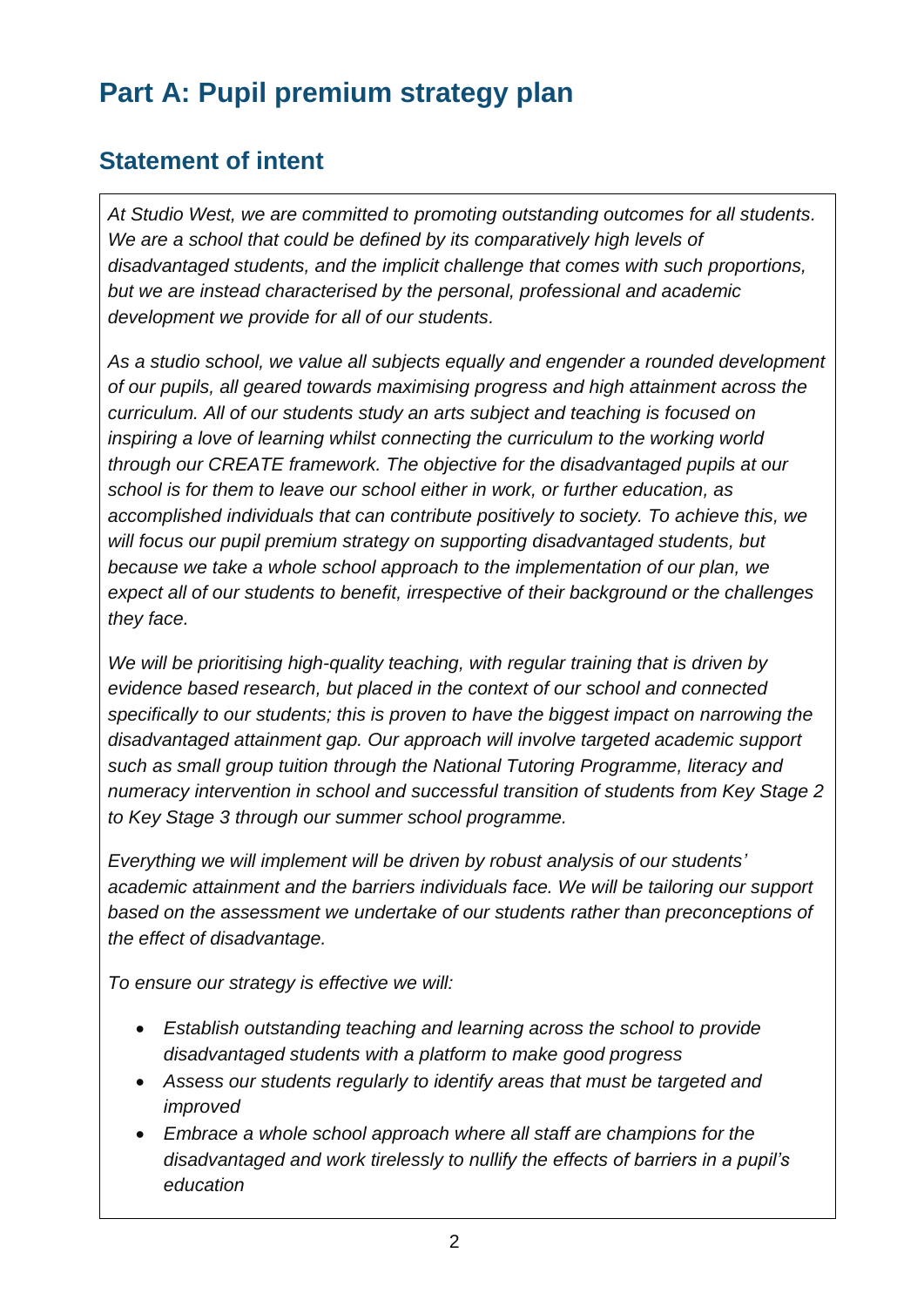# Part A: Pupil premium strategy plan

## Statement of intent

*At Studio West, we are committed to promoting outstanding outcomes for all students. We are a school that could be defined by its comparatively high levels of disadvantaged students, and the implicit challenge that comes with such proportions, but we are instead characterised by the personal, professional and academic development we provide for all of our students.*

*As a studio school, we value all subjects equally and engender a rounded development of our pupils, all geared towards maximising progress and high attainment across the curriculum. All of our students study an arts subject and teaching is focused on inspiring a love of learning whilst connecting the curriculum to the working world through our CREATE framework. The objective for the disadvantaged pupils at our school is for them to leave our school either in work, or further education, as accomplished individuals that can contribute positively to society. To achieve this, we will focus our pupil premium strategy on supporting disadvantaged students, but because we take a whole school approach to the implementation of our plan, we expect all of our students to benefit, irrespective of their background or the challenges they face.*

*We will be prioritising high-quality teaching, with regular training that is driven by evidence based research, but placed in the context of our school and connected specifically to our students; this is proven to have the biggest impact on narrowing the disadvantaged attainment gap. Our approach will involve targeted academic support such as small group tuition through the National Tutoring Programme, literacy and numeracy intervention in school and successful transition of students from Key Stage 2 to Key Stage 3 through our summer school programme.*

*Everything we will implement will be driven by robust analysis of our students' academic attainment and the barriers individuals face. We will be tailoring our support based on the assessment we undertake of our students rather than preconceptions of the effect of disadvantage.*

*To ensure our strategy is effective we will:*

- *Establish outstanding teaching and learning across the school to provide disadvantaged students with a platform to make good progress*
- *Assess our students regularly to identify areas that must be targeted and improved*
- *Embrace a whole school approach where all staff are champions for the disadvantaged and work tirelessly to nullify the effects of barriers in a pupil's education*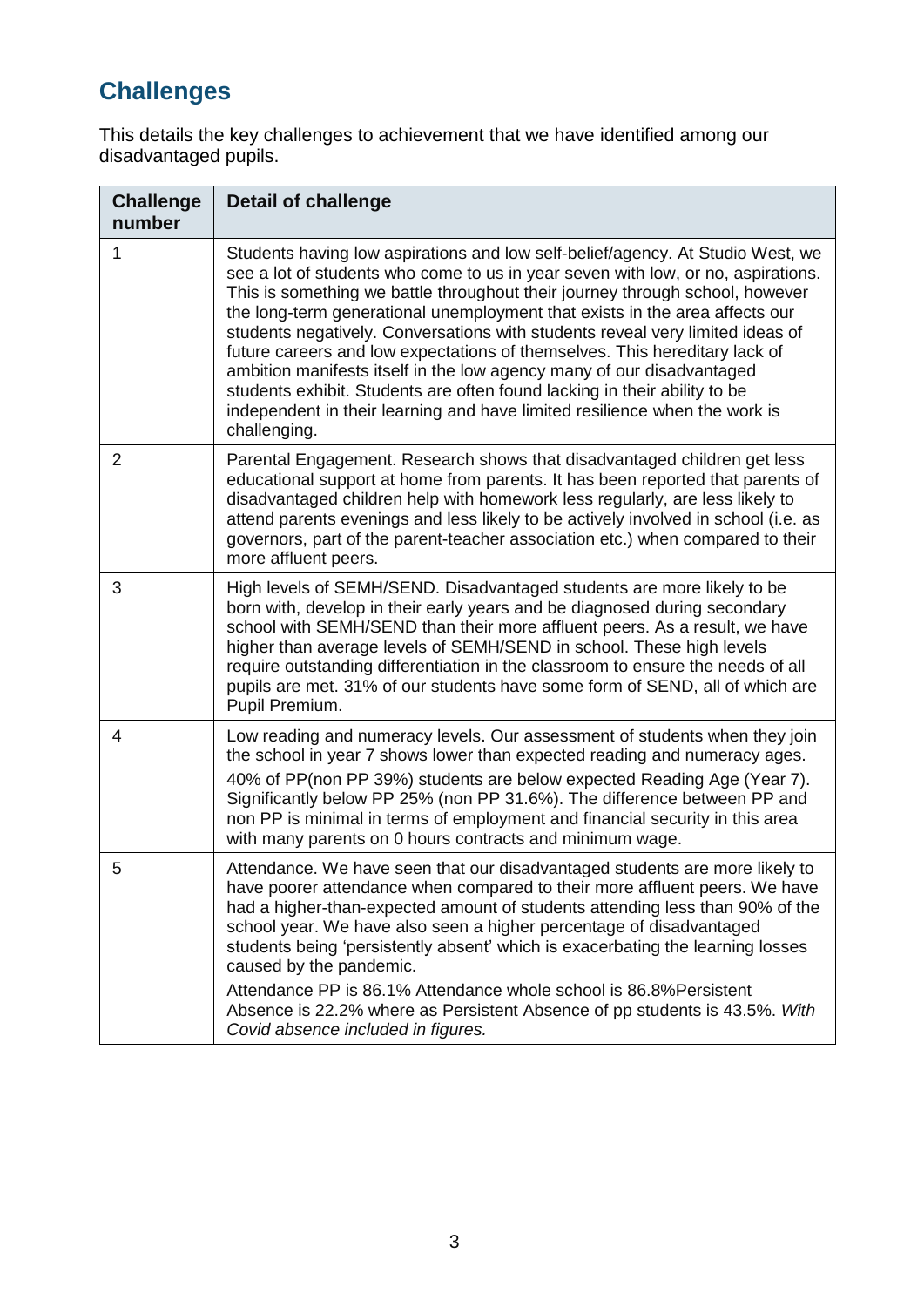## Challenges

This details the key challenges to achievement that we have identified among our disadvantaged pupils.

| Challenge number | Detail of challenge |
|---|---|
| 1 | Students having low aspirations and low self-belief/agency. At Studio West, we see a lot of students who come to us in year seven with low, or no, aspirations. This is something we battle throughout their journey through school, however the long-term generational unemployment that exists in the area affects our students negatively. Conversations with students reveal very limited ideas of future careers and low expectations of themselves. This hereditary lack of ambition manifests itself in the low agency many of our disadvantaged students exhibit. Students are often found lacking in their ability to be independent in their learning and have limited resilience when the work is challenging. |
| 2 | Parental Engagement. Research shows that disadvantaged children get less educational support at home from parents. It has been reported that parents of disadvantaged children help with homework less regularly, are less likely to attend parents evenings and less likely to be actively involved in school (i.e. as governors, part of the parent-teacher association etc.) when compared to their more affluent peers. |
| 3 | High levels of SEMH/SEND. Disadvantaged students are more likely to be born with, develop in their early years and be diagnosed during secondary school with SEMH/SEND than their more affluent peers. As a result, we have higher than average levels of SEMH/SEND in school. These high levels require outstanding differentiation in the classroom to ensure the needs of all pupils are met. 31% of our students have some form of SEND, all of which are Pupil Premium. |
| 4 | Low reading and numeracy levels. Our assessment of students when they join the school in year 7 shows lower than expected reading and numeracy ages.<br>40% of PP(non PP 39%) students are below expected Reading Age (Year 7). Significantly below PP 25% (non PP 31.6%). The difference between PP and non PP is minimal in terms of employment and financial security in this area with many parents on 0 hours contracts and minimum wage. |
| 5 | Attendance. We have seen that our disadvantaged students are more likely to have poorer attendance when compared to their more affluent peers. We have had a higher-than-expected amount of students attending less than 90% of the school year. We have also seen a higher percentage of disadvantaged students being 'persistently absent' which is exacerbating the learning losses caused by the pandemic.<br>Attendance PP is 86.1% Attendance whole school is 86.8%Persistent Absence is 22.2% where as Persistent Absence of pp students is 43.5%. *With Covid absence included in figures.* |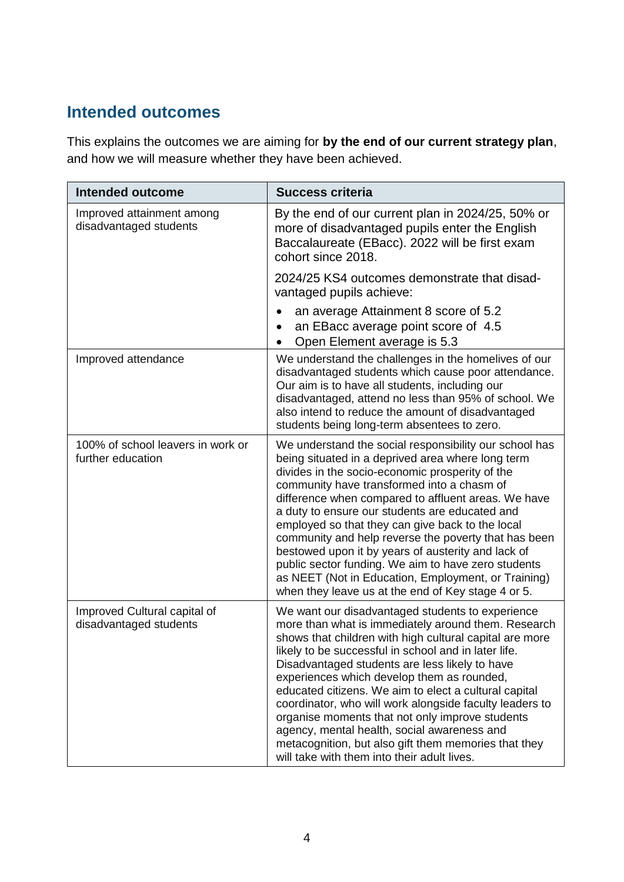## Intended outcomes

This explains the outcomes we are aiming for **by the end of our current strategy plan**, and how we will measure whether they have been achieved.

| Intended outcome | Success criteria |
| --- | --- |
| Improved attainment among disadvantaged students | By the end of our current plan in 2024/25, 50% or more of disadvantaged pupils enter the English Baccalaureate (EBacc). 2022 will be first exam cohort since 2018.<br><br>2024/25 KS4 outcomes demonstrate that disadvantaged pupils achieve:<br>• an average Attainment 8 score of 5.2<br>• an EBacc average point score of 4.5<br>• Open Element average is 5.3 |
| Improved attendance | We understand the challenges in the homelives of our disadvantaged students which cause poor attendance. Our aim is to have all students, including our disadvantaged, attend no less than 95% of school. We also intend to reduce the amount of disadvantaged students being long-term absentees to zero. |
| 100% of school leavers in work or further education | We understand the social responsibility our school has being situated in a deprived area where long term divides in the socio-economic prosperity of the community have transformed into a chasm of difference when compared to affluent areas. We have a duty to ensure our students are educated and employed so that they can give back to the local community and help reverse the poverty that has been bestowed upon it by years of austerity and lack of public sector funding. We aim to have zero students as NEET (Not in Education, Employment, or Training) when they leave us at the end of Key stage 4 or 5. |
| Improved Cultural capital of disadvantaged students | We want our disadvantaged students to experience more than what is immediately around them. Research shows that children with high cultural capital are more likely to be successful in school and in later life. Disadvantaged students are less likely to have experiences which develop them as rounded, educated citizens. We aim to elect a cultural capital coordinator, who will work alongside faculty leaders to organise moments that not only improve students agency, mental health, social awareness and metacognition, but also gift them memories that they will take with them into their adult lives. |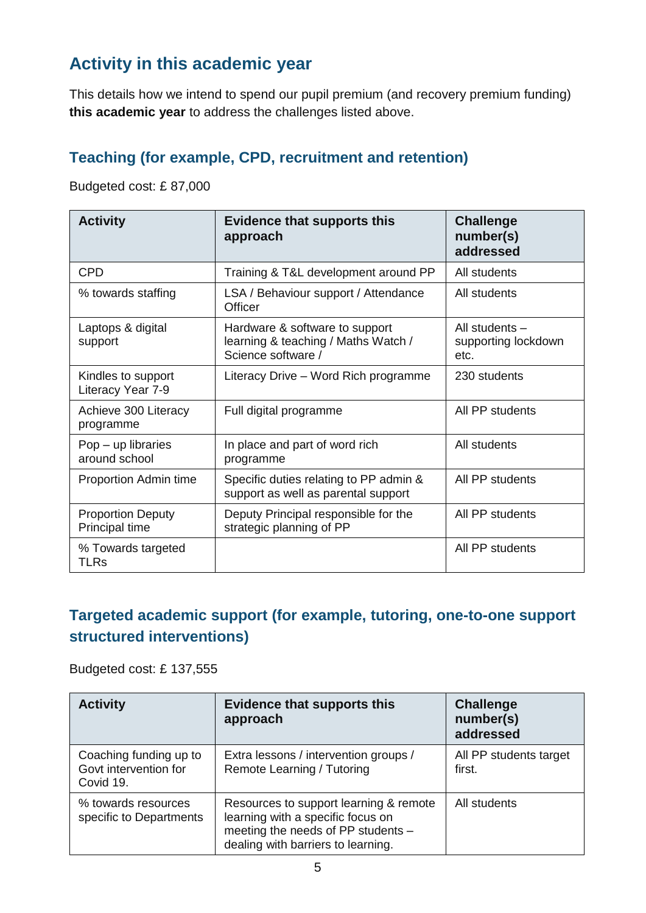## Activity in this academic year

This details how we intend to spend our pupil premium (and recovery premium funding) **this academic year** to address the challenges listed above.

### Teaching (for example, CPD, recruitment and retention)

Budgeted cost: £ 87,000

| Activity | Evidence that supports this approach | Challenge number(s) addressed |
|---|---|---|
| CPD | Training & T&L development around PP | All students |
| % towards staffing | LSA / Behaviour support / Attendance Officer | All students |
| Laptops & digital support | Hardware & software to support learning & teaching / Maths Watch / Science software / | All students – supporting lockdown etc. |
| Kindles to support Literacy Year 7-9 | Literacy Drive – Word Rich programme | 230 students |
| Achieve 300 Literacy programme | Full digital programme | All PP students |
| Pop – up libraries around school | In place and part of word rich programme | All students |
| Proportion Admin time | Specific duties relating to PP admin & support as well as parental support | All PP students |
| Proportion Deputy Principal time | Deputy Principal responsible for the strategic planning of PP | All PP students |
| % Towards targeted TLRs | | All PP students |

### Targeted academic support (for example, tutoring, one-to-one support structured interventions)

Budgeted cost: £ 137,555

| Activity | Evidence that supports this approach | Challenge number(s) addressed |
|---|---|---|
| Coaching funding up to Govt intervention for Covid 19. | Extra lessons / intervention groups / Remote Learning / Tutoring | All PP students target first. |
| % towards resources specific to Departments | Resources to support learning & remote learning with a specific focus on meeting the needs of PP students – dealing with barriers to learning. | All students |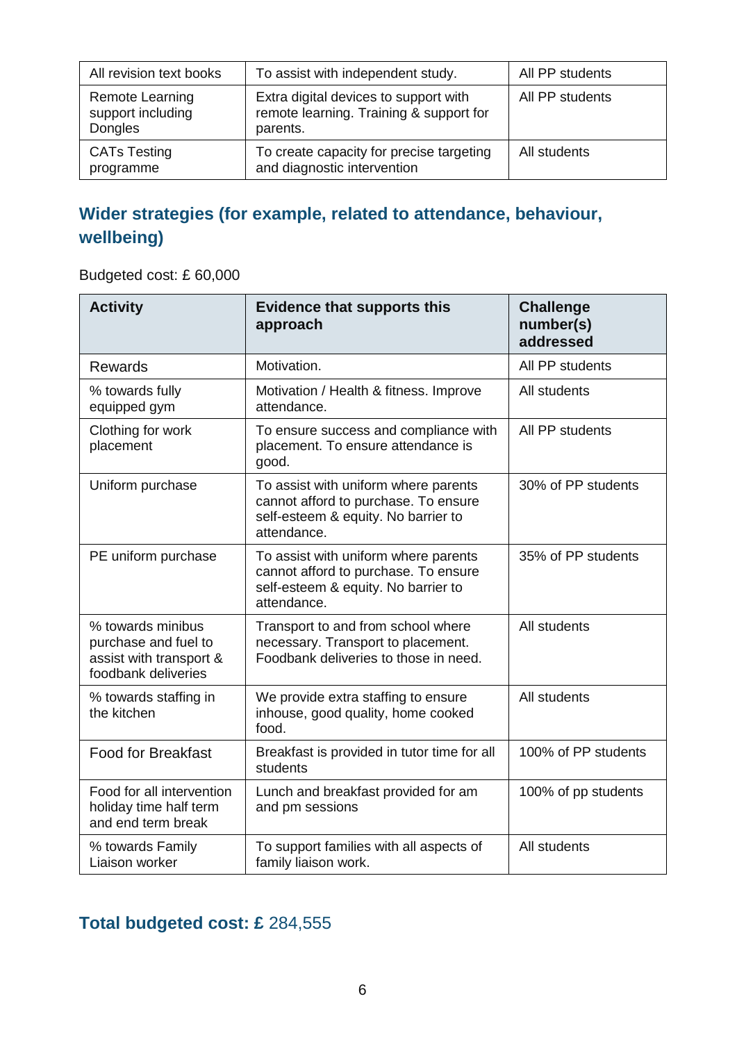| All revision text books | To assist with independent study. | All PP students |
|---|---|---|
| Remote Learning support including Dongles | Extra digital devices to support with remote learning. Training & support for parents. | All PP students |
| CATs Testing programme | To create capacity for precise targeting and diagnostic intervention | All students |

## Wider strategies (for example, related to attendance, behaviour, wellbeing)

Budgeted cost: £ 60,000

| Activity | Evidence that supports this approach | Challenge number(s) addressed |
|---|---|---|
| Rewards | Motivation. | All PP students |
| % towards fully equipped gym | Motivation / Health & fitness. Improve attendance. | All students |
| Clothing for work placement | To ensure success and compliance with placement. To ensure attendance is good. | All PP students |
| Uniform purchase | To assist with uniform where parents cannot afford to purchase. To ensure self-esteem & equity. No barrier to attendance. | 30% of PP students |
| PE uniform purchase | To assist with uniform where parents cannot afford to purchase. To ensure self-esteem & equity. No barrier to attendance. | 35% of PP students |
| % towards minibus purchase and fuel to assist with transport & foodbank deliveries | Transport to and from school where necessary. Transport to placement. Foodbank deliveries to those in need. | All students |
| % towards staffing in the kitchen | We provide extra staffing to ensure inhouse, good quality, home cooked food. | All students |
| Food for Breakfast | Breakfast is provided in tutor time for all students | 100% of PP students |
| Food for all intervention holiday time half term and end term break | Lunch and breakfast provided for am and pm sessions | 100% of pp students |
| % towards Family Liaison worker | To support families with all aspects of family liaison work. | All students |

## Total budgeted cost: £ 284,555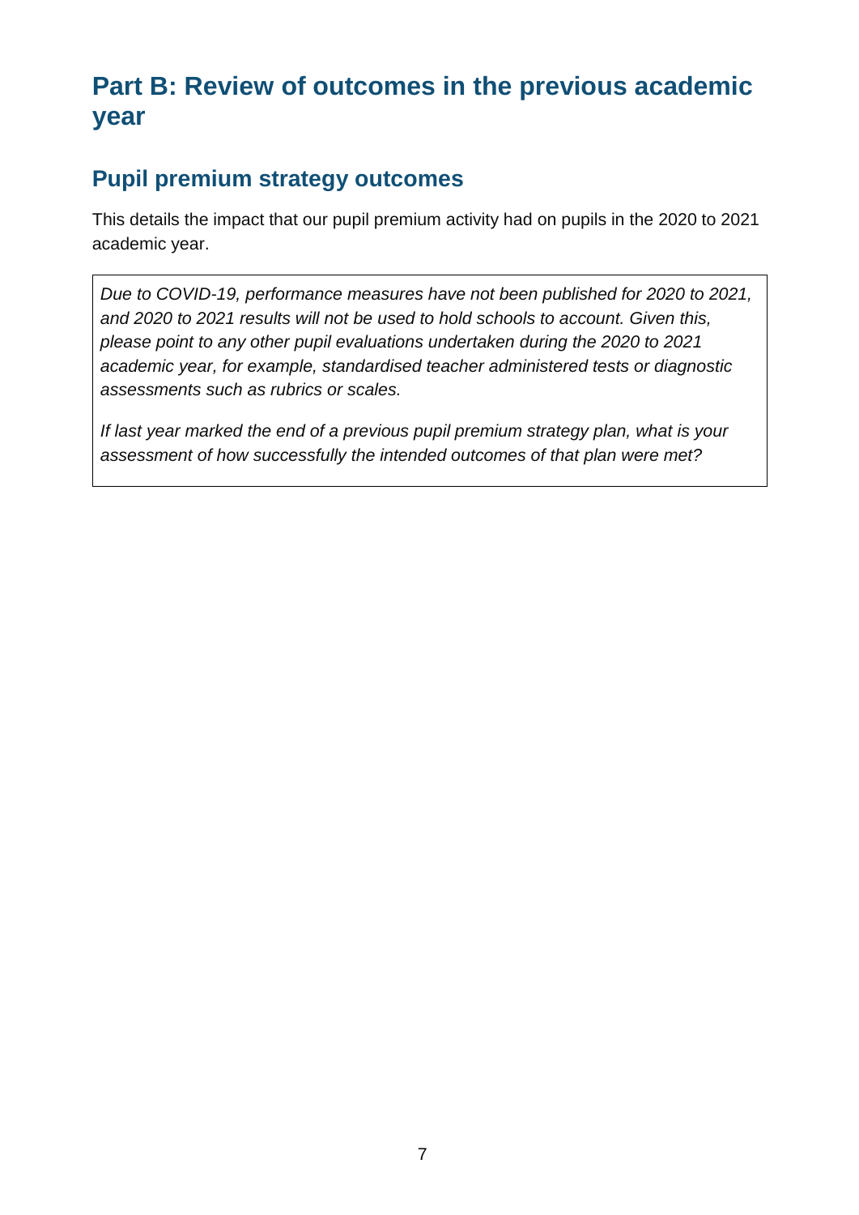## Part B: Review of outcomes in the previous academic year

### Pupil premium strategy outcomes

This details the impact that our pupil premium activity had on pupils in the 2020 to 2021 academic year.

| *Due to COVID-19, performance measures have not been published for 2020 to 2021, and 2020 to 2021 results will not be used to hold schools to account. Given this, please point to any other pupil evaluations undertaken during the 2020 to 2021 academic year, for example, standardised teacher administered tests or diagnostic assessments such as rubrics or scales.*<br><br>*If last year marked the end of a previous pupil premium strategy plan, what is your assessment of how successfully the intended outcomes of that plan were met?* |
|---|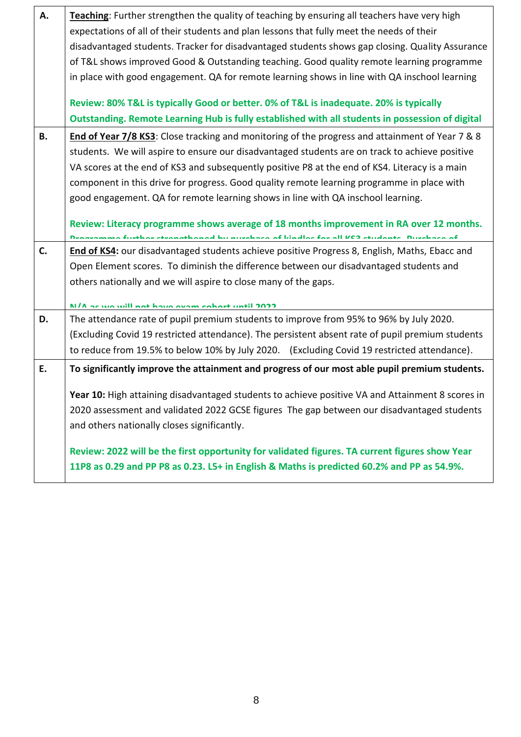| | |
|---|---|
| **A.** | **Teaching**: Further strengthen the quality of teaching by ensuring all teachers have very high expectations of all of their students and plan lessons that fully meet the needs of their disadvantaged students. Tracker for disadvantaged students shows gap closing. Quality Assurance of T&L shows improved Good & Outstanding teaching. Good quality remote learning programme in place with good engagement. QA for remote learning shows in line with QA inschool learning<br><br>**Review: 80% T&L is typically Good or better. 0% of T&L is inadequate. 20% is typically Outstanding. Remote Learning Hub is fully established with all students in possession of digital** |
| **B.** | **End of Year 7/8 KS3**: Close tracking and monitoring of the progress and attainment of Year 7 & 8 students. We will aspire to ensure our disadvantaged students are on track to achieve positive VA scores at the end of KS3 and subsequently positive P8 at the end of KS4. Literacy is a main component in this drive for progress. Good quality remote learning programme in place with good engagement. QA for remote learning shows in line with QA inschool learning.<br><br>**Review: Literacy programme shows average of 18 months improvement in RA over 12 months. Programme further strengthened by purchase of kindles for all KS3 students. Purchase of** |
| **C.** | **End of KS4:** our disadvantaged students achieve positive Progress 8, English, Maths, Ebacc and Open Element scores. To diminish the difference between our disadvantaged students and others nationally and we will aspire to close many of the gaps.<br><br>**N/A as we will not have exam cohort until 2022** |
| **D.** | The attendance rate of pupil premium students to improve from 95% to 96% by July 2020. (Excluding Covid 19 restricted attendance). The persistent absent rate of pupil premium students to reduce from 19.5% to below 10% by July 2020. (Excluding Covid 19 restricted attendance). |
| **E.** | **To significantly improve the attainment and progress of our most able pupil premium students.**<br><br>**Year 10:** High attaining disadvantaged students to achieve positive VA and Attainment 8 scores in 2020 assessment and validated 2022 GCSE figures The gap between our disadvantaged students and others nationally closes significantly.<br><br>**Review: 2022 will be the first opportunity for validated figures. TA current figures show Year 11P8 as 0.29 and PP P8 as 0.23. L5+ in English & Maths is predicted 60.2% and PP as 54.9%.** |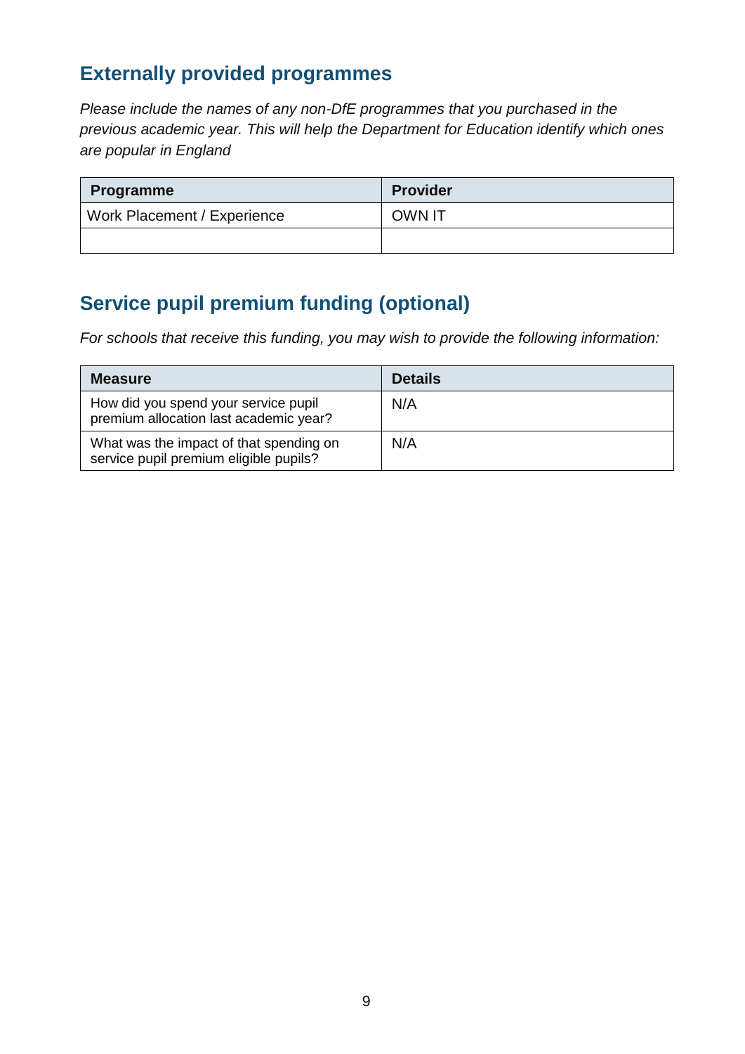## Externally provided programmes

*Please include the names of any non-DfE programmes that you purchased in the previous academic year. This will help the Department for Education identify which ones are popular in England*

| Programme | Provider |
| --- | --- |
| Work Placement / Experience | OWN IT |
| | |

## Service pupil premium funding (optional)

*For schools that receive this funding, you may wish to provide the following information:*

| Measure | Details |
| --- | --- |
| How did you spend your service pupil premium allocation last academic year? | N/A |
| What was the impact of that spending on service pupil premium eligible pupils? | N/A |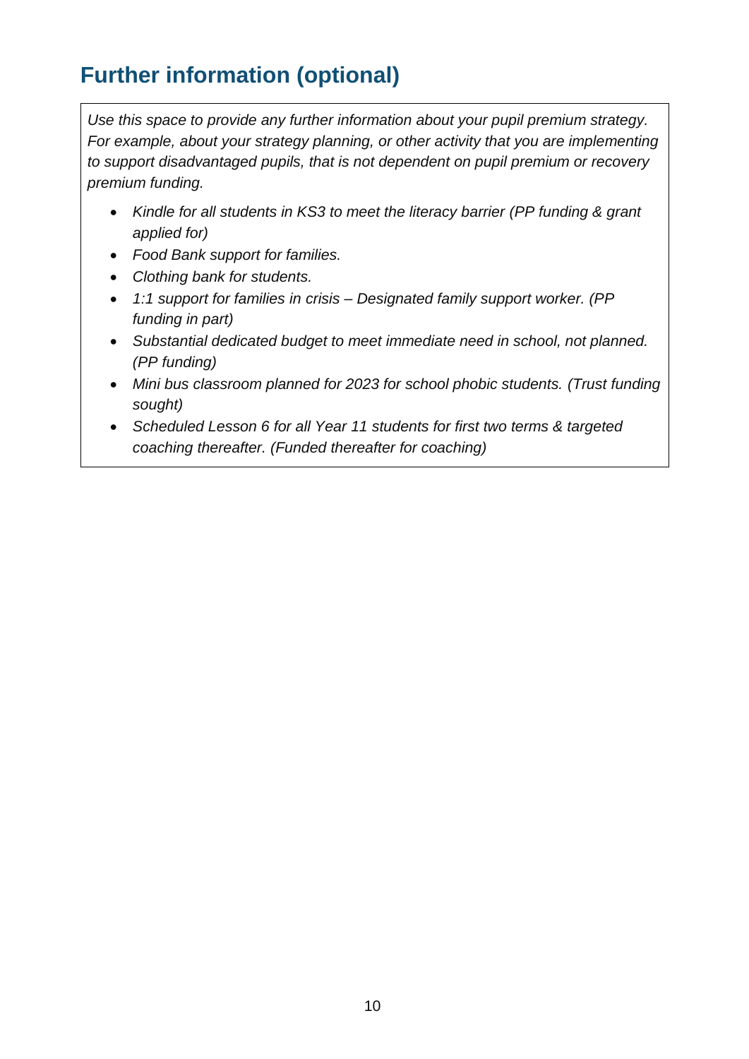## Further information (optional)

*Use this space to provide any further information about your pupil premium strategy. For example, about your strategy planning, or other activity that you are implementing to support disadvantaged pupils, that is not dependent on pupil premium or recovery premium funding.*

- *Kindle for all students in KS3 to meet the literacy barrier (PP funding & grant applied for)*
- *Food Bank support for families.*
- *Clothing bank for students.*
- *1:1 support for families in crisis – Designated family support worker. (PP funding in part)*
- *Substantial dedicated budget to meet immediate need in school, not planned. (PP funding)*
- *Mini bus classroom planned for 2023 for school phobic students. (Trust funding sought)*
- *Scheduled Lesson 6 for all Year 11 students for first two terms & targeted coaching thereafter. (Funded thereafter for coaching)*